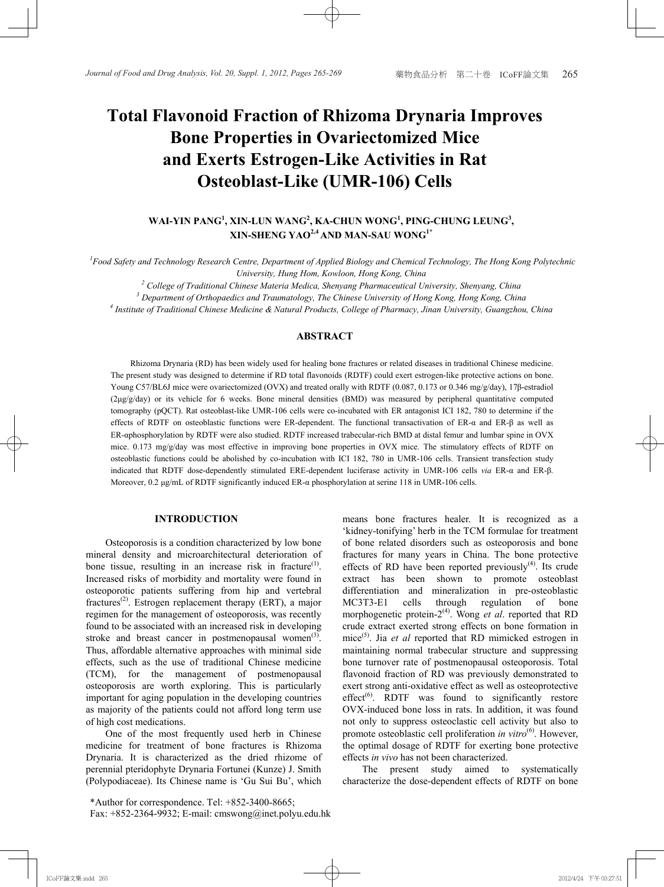# Total Flavonoid Fraction of Rhizoma Drynaria Improves Bone Properties in Ovariectomized Mice and Exerts Estrogen-Like Activities in Rat Osteoblast-Like (UMR-106) Cells

**WAI-YIN PANG[1], XIN-LUN WANG[2], KA-CHUN WONG[1], PING-CHUNG LEUNG[3], XIN-SHENG YAO[2,4] AND MAN-SAU WONG[1*]**

[1] *Food Safety and Technology Research Centre, Department of Applied Biology and Chemical Technology, The Hong Kong Polytechnic University, Hung Hom, Kowloon, Hong Kong, China*

[2] *College of Traditional Chinese Materia Medica, Shenyang Pharmaceutical University, Shenyang, China*

[3] *Department of Orthopaedics and Traumatology, The Chinese University of Hong Kong, Hong Kong, China*

[4] *Institute of Traditional Chinese Medicine & Natural Products, College of Pharmacy, Jinan University, Guangzhou, China*

## ABSTRACT

Rhizoma Drynaria (RD) has been widely used for healing bone fractures or related diseases in traditional Chinese medicine. The present study was designed to determine if RD total flavonoids (RDTF) could exert estrogen-like protective actions on bone. Young C57/BL6J mice were ovariectomized (OVX) and treated orally with RDTF (0.087, 0.173 or 0.346 mg/g/day), 17β-estradiol (2μg/g/day) or its vehicle for 6 weeks. Bone mineral densities (BMD) was measured by peripheral quantitative computed tomography (pQCT). Rat osteoblast-like UMR-106 cells were co-incubated with ER antagonist ICI 182, 780 to determine if the effects of RDTF on osteoblastic functions were ER-dependent. The functional transactivation of ER-α and ER-β as well as ER-αphosphorylation by RDTF were also studied. RDTF increased trabecular-rich BMD at distal femur and lumbar spine in OVX mice. 0.173 mg/g/day was most effective in improving bone properties in OVX mice. The stimulatory effects of RDTF on osteoblastic functions could be abolished by co-incubation with ICI 182, 780 in UMR-106 cells. Transient transfection study indicated that RDTF dose-dependently stimulated ERE-dependent luciferase activity in UMR-106 cells *via* ER-α and ER-β. Moreover, 0.2 μg/mL of RDTF significantly induced ER-α phosphorylation at serine 118 in UMR-106 cells.

## INTRODUCTION

Osteoporosis is a condition characterized by low bone mineral density and microarchitectural deterioration of bone tissue, resulting in an increase risk in fracture[(1)]. Increased risks of morbidity and mortality were found in osteoporotic patients suffering from hip and vertebral fractures[(2)]. Estrogen replacement therapy (ERT), a major regimen for the management of osteoporosis, was recently found to be associated with an increased risk in developing stroke and breast cancer in postmenopausal women[(3)]. Thus, affordable alternative approaches with minimal side effects, such as the use of traditional Chinese medicine (TCM), for the management of postmenopausal osteoporosis are worth exploring. This is particularly important for aging population in the developing countries as majority of the patients could not afford long term use of high cost medications.

One of the most frequently used herb in Chinese medicine for treatment of bone fractures is Rhizoma Drynaria. It is characterized as the dried rhizome of perennial pteridophyte Drynaria Fortunei (Kunze) J. Smith (Polypodiaceae). Its Chinese name is 'Gu Sui Bu', which means bone fractures healer. It is recognized as a 'kidney-tonifying' herb in the TCM formulae for treatment of bone related disorders such as osteoporosis and bone fractures for many years in China. The bone protective effects of RD have been reported previously[(4)]. Its crude extract has been shown to promote osteoblast differentiation and mineralization in pre-osteoblastic MC3T3-E1 cells through regulation of bone morphogenetic protein-2[(4)]. Wong *et al*. reported that RD crude extract exerted strong effects on bone formation in mice[(5)]. Jia *et al* reported that RD mimicked estrogen in maintaining normal trabecular structure and suppressing bone turnover rate of postmenopausal osteoporosis. Total flavonoid fraction of RD was previously demonstrated to exert strong anti-oxidative effect as well as osteoprotective effect[(6)]. RDTF was found to significantly restore OVX-induced bone loss in rats. In addition, it was found not only to suppress osteoclastic cell activity but also to promote osteoblastic cell proliferation *in vitro*[(6)]. However, the optimal dosage of RDTF for exerting bone protective effects *in vivo* has not been characterized.

The present study aimed to systematically characterize the dose-dependent effects of RDTF on bone

*Author for correspondence. Tel: +852-3400-8665; Fax: +852-2364-9932; E-mail: cmswong@inet.polyu.edu.hk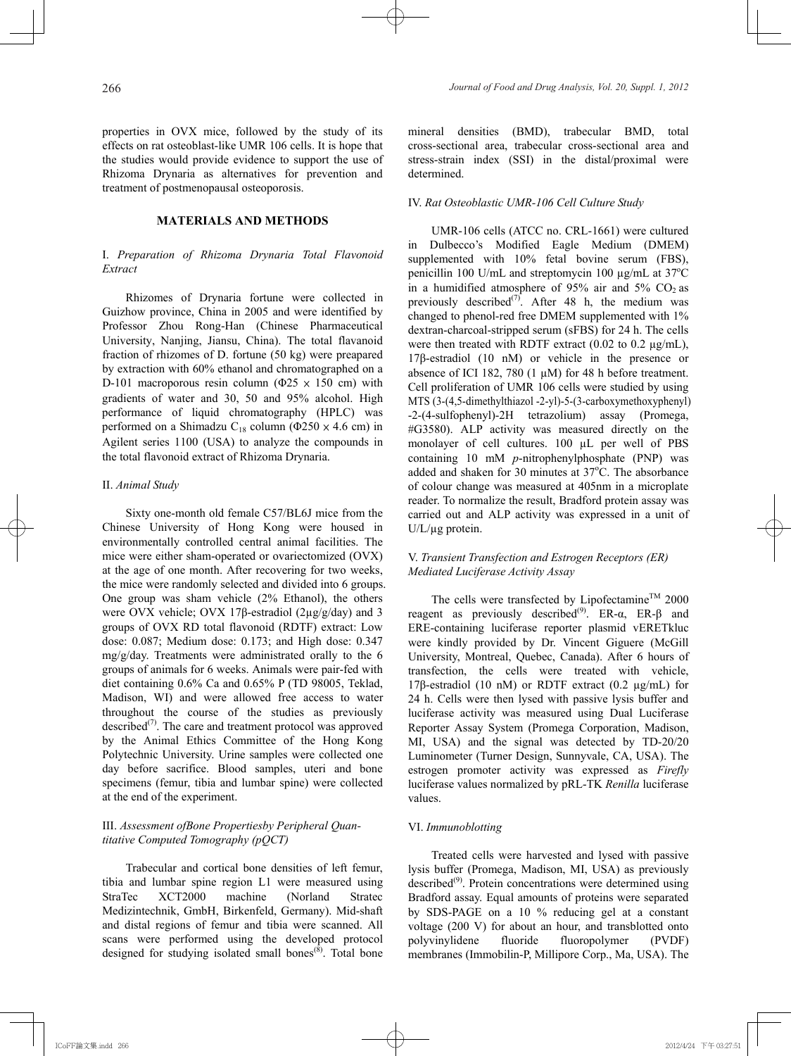properties in OVX mice, followed by the study of its effects on rat osteoblast-like UMR 106 cells. It is hope that the studies would provide evidence to support the use of Rhizoma Drynaria as alternatives for prevention and treatment of postmenopausal osteoporosis.

## MATERIALS AND METHODS

### I. *Preparation of Rhizoma Drynaria Total Flavonoid Extract*

Rhizomes of Drynaria fortune were collected in Guizhow province, China in 2005 and were identified by Professor Zhou Rong-Han (Chinese Pharmaceutical University, Nanjing, Jiansu, China). The total flavanoid fraction of rhizomes of D. fortune (50 kg) were preapared by extraction with 60% ethanol and chromatographed on a D-101 macroporous resin column ($\Phi 25 \times 150$ cm) with gradients of water and 30, 50 and 95% alcohol. High performance of liquid chromatography (HPLC) was performed on a Shimadzu $C_{18}$ column ($\Phi 250 \times 4.6$ cm) in Agilent series 1100 (USA) to analyze the compounds in the total flavonoid extract of Rhizoma Drynaria.

### II. *Animal Study*

Sixty one-month old female C57/BL6J mice from the Chinese University of Hong Kong were housed in environmentally controlled central animal facilities. The mice were either sham-operated or ovariectomized (OVX) at the age of one month. After recovering for two weeks, the mice were randomly selected and divided into 6 groups. One group was sham vehicle (2% Ethanol), the others were OVX vehicle; OVX 17β-estradiol (2μg/g/day) and 3 groups of OVX RD total flavonoid (RDTF) extract: Low dose: 0.087; Medium dose: 0.173; and High dose: 0.347 mg/g/day. Treatments were administrated orally to the 6 groups of animals for 6 weeks. Animals were pair-fed with diet containing 0.6% Ca and 0.65% P (TD 98005, Teklad, Madison, WI) and were allowed free access to water throughout the course of the studies as previously described[7]. The care and treatment protocol was approved by the Animal Ethics Committee of the Hong Kong Polytechnic University. Urine samples were collected one day before sacrifice. Blood samples, uteri and bone specimens (femur, tibia and lumbar spine) were collected at the end of the experiment.

### III. *Assessment ofBone Propertiesby Peripheral Quantitative Computed Tomography (pQCT)*

Trabecular and cortical bone densities of left femur, tibia and lumbar spine region L1 were measured using StraTec XCT2000 machine (Norland Stratec Medizintechnik, GmbH, Birkenfeld, Germany). Mid-shaft and distal regions of femur and tibia were scanned. All scans were performed using the developed protocol designed for studying isolated small bones[8]. Total bone mineral densities (BMD), trabecular BMD, total cross-sectional area, trabecular cross-sectional area and stress-strain index (SSI) in the distal/proximal were determined.

### IV. *Rat Osteoblastic UMR-106 Cell Culture Study*

UMR-106 cells (ATCC no. CRL-1661) were cultured in Dulbecco's Modified Eagle Medium (DMEM) supplemented with 10% fetal bovine serum (FBS), penicillin 100 U/mL and streptomycin 100 μg/mL at 37°C in a humidified atmosphere of 95% air and 5% $CO_2$ as previously described[7]. After 48 h, the medium was changed to phenol-red free DMEM supplemented with 1% dextran-charcoal-stripped serum (sFBS) for 24 h. The cells were then treated with RDTF extract (0.02 to 0.2 μg/mL), 17β-estradiol (10 nM) or vehicle in the presence or absence of ICI 182, 780 (1 μM) for 48 h before treatment. Cell proliferation of UMR 106 cells were studied by using MTS (3-(4,5-dimethylthiazol -2-yl)-5-(3-carboxymethoxyphenyl) -2-(4-sulfophenyl)-2H tetrazolium) assay (Promega, #G3580). ALP activity was measured directly on the monolayer of cell cultures. 100 μL per well of PBS containing 10 mM *p*-nitrophenylphosphate (PNP) was added and shaken for 30 minutes at 37°C. The absorbance of colour change was measured at 405nm in a microplate reader. To normalize the result, Bradford protein assay was carried out and ALP activity was expressed in a unit of U/L/μg protein.

### V. *Transient Transfection and Estrogen Receptors (ER) Mediated Luciferase Activity Assay*

The cells were transfected by Lipofectamine™ 2000 reagent as previously described[9]. ER-α, ER-β and ERE-containing luciferase reporter plasmid vERETkluc were kindly provided by Dr. Vincent Giguere (McGill University, Montreal, Quebec, Canada). After 6 hours of transfection, the cells were treated with vehicle, 17β-estradiol (10 nM) or RDTF extract (0.2 μg/mL) for 24 h. Cells were then lysed with passive lysis buffer and luciferase activity was measured using Dual Luciferase Reporter Assay System (Promega Corporation, Madison, MI, USA) and the signal was detected by TD-20/20 Luminometer (Turner Design, Sunnyvale, CA, USA). The estrogen promoter activity was expressed as *Firefly* luciferase values normalized by pRL-TK *Renilla* luciferase values.

### VI. *Immunoblotting*

Treated cells were harvested and lysed with passive lysis buffer (Promega, Madison, MI, USA) as previously described[9]. Protein concentrations were determined using Bradford assay. Equal amounts of proteins were separated by SDS-PAGE on a 10 % reducing gel at a constant voltage (200 V) for about an hour, and transblotted onto polyvinylidene fluoride fluoropolymer (PVDF) membranes (Immobilin-P, Millipore Corp., Ma, USA). The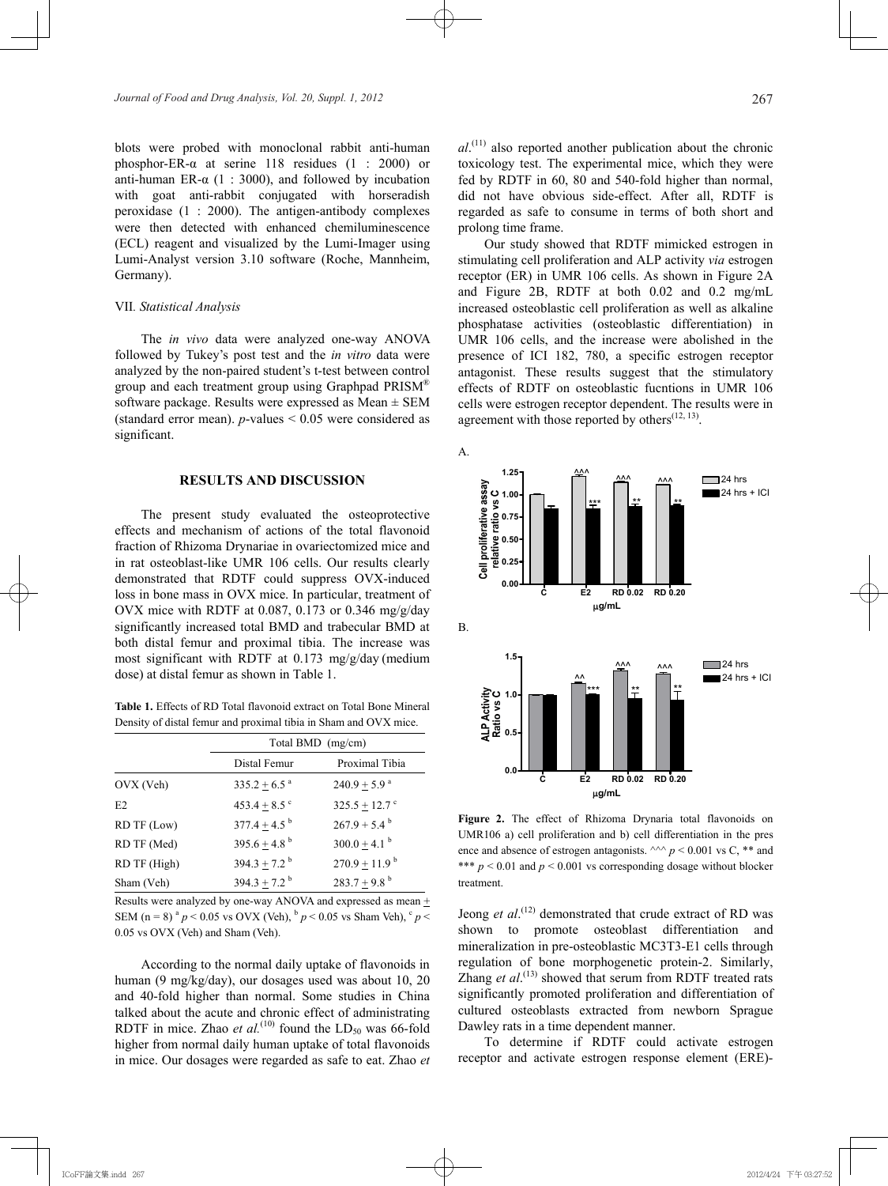blots were probed with monoclonal rabbit anti-human phosphor-ER-α at serine 118 residues (1 : 2000) or anti-human ER-α (1 : 3000), and followed by incubation with goat anti-rabbit conjugated with horseradish peroxidase (1 : 2000). The antigen-antibody complexes were then detected with enhanced chemiluminescence (ECL) reagent and visualized by the Lumi-Imager using Lumi-Analyst version 3.10 software (Roche, Mannheim, Germany).

### VII. *Statistical Analysis*

The *in vivo* data were analyzed one-way ANOVA followed by Tukey's post test and the *in vitro* data were analyzed by the non-paired student's t-test between control group and each treatment group using Graphpad PRISM® software package. Results were expressed as Mean ± SEM (standard error mean). *p*-values < 0.05 were considered as significant.

## RESULTS AND DISCUSSION

The present study evaluated the osteoprotective effects and mechanism of actions of the total flavonoid fraction of Rhizoma Drynariae in ovariectomized mice and in rat osteoblast-like UMR 106 cells. Our results clearly demonstrated that RDTF could suppress OVX-induced loss in bone mass in OVX mice. In particular, treatment of OVX mice with RDTF at 0.087, 0.173 or 0.346 mg/g/day significantly increased total BMD and trabecular BMD at both distal femur and proximal tibia. The increase was most significant with RDTF at 0.173 mg/g/day (medium dose) at distal femur as shown in Table 1.

**Table 1.** Effects of RD Total flavonoid extract on Total Bone Mineral Density of distal femur and proximal tibia in Sham and OVX mice.

| | Total BMD (mg/cm) | |
|---|---|---|
| | Distal Femur | Proximal Tibia |
| OVX (Veh) | 335.2 ± 6.5 [a] | 240.9 ± 5.9 [a] |
| E2 | 453.4 ± 8.5 [c] | 325.5 ± 12.7 [c] |
| RD TF (Low) | 377.4 ± 4.5 [b] | 267.9 ± 5.4 [b] |
| RD TF (Med) | 395.6 ± 4.8 [b] | 300.0 ± 4.1 [b] |
| RD TF (High) | 394.3 ± 7.2 [b] | 270.9 ± 11.9 [b] |
| Sham (Veh) | 394.3 ± 7.2 [b] | 283.7 ± 9.8 [b] |

Results were analyzed by one-way ANOVA and expressed as mean ± SEM (n = 8) [a] $p < 0.05$ vs OVX (Veh), [b] $p < 0.05$ vs Sham Veh), [c] $p < 0.05$ vs OVX (Veh) and Sham (Veh).

According to the normal daily uptake of flavonoids in human (9 mg/kg/day), our dosages used was about 10, 20 and 40-fold higher than normal. Some studies in China talked about the acute and chronic effect of administrating RDTF in mice. Zhao *et al.*[10] found the $LD_{50}$ was 66-fold higher from normal daily human uptake of total flavonoids in mice. Our dosages were regarded as safe to eat. Zhao *et al*.[11] also reported another publication about the chronic toxicology test. The experimental mice, which they were fed by RDTF in 60, 80 and 540-fold higher than normal, did not have obvious side-effect. After all, RDTF is regarded as safe to consume in terms of both short and prolong time frame.

Our study showed that RDTF mimicked estrogen in stimulating cell proliferation and ALP activity *via* estrogen receptor (ER) in UMR 106 cells. As shown in Figure 2A and Figure 2B, RDTF at both 0.02 and 0.2 mg/mL increased osteoblastic cell proliferation as well as alkaline phosphatase activities (osteoblastic differentiation) in UMR 106 cells, and the increase were abolished in the presence of ICI 182, 780, a specific estrogen receptor antagonist. These results suggest that the stimulatory effects of RDTF on osteoblastic fucntions in UMR 106 cells were estrogen receptor dependent. The results were in agreement with those reported by others[12, 13].

**Figure 2.** The effect of Rhizoma Drynaria total flavonoids on UMR106 a) cell proliferation and b) cell differentiation in the presence and absence of estrogen antagonists. ^^^ $p < 0.001$ vs C, ** and *** $p < 0.01$ and $p < 0.001$ vs corresponding dosage without blocker treatment.

Jeong *et al*.[12] demonstrated that crude extract of RD was shown to promote osteoblast differentiation and mineralization in pre-osteoblastic MC3T3-E1 cells through regulation of bone morphogenetic protein-2. Similarly, Zhang *et al*.[13] showed that serum from RDTF treated rats significantly promoted proliferation and differentiation of cultured osteoblasts extracted from newborn Sprague Dawley rats in a time dependent manner.

To determine if RDTF could activate estrogen receptor and activate estrogen response element (ERE)-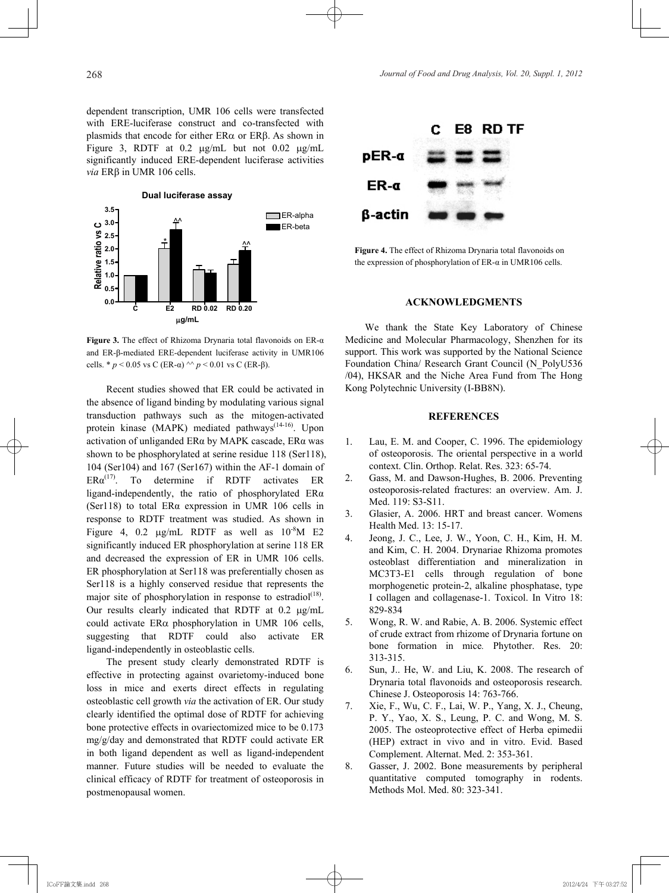dependent transcription, UMR 106 cells were transfected with ERE-luciferase construct and co-transfected with plasmids that encode for either ERα or ERβ. As shown in Figure 3, RDTF at 0.2 μg/mL but not 0.02 μg/mL significantly induced ERE-dependent luciferase activities *via* ERβ in UMR 106 cells.

**Figure 3.** The effect of Rhizoma Drynaria total flavonoids on ER-α and ER-β-mediated ERE-dependent luciferase activity in UMR106 cells. * $p < 0.05$ vs C (ER-α) ^^ $p < 0.01$ vs C (ER-β).

Recent studies showed that ER could be activated in the absence of ligand binding by modulating various signal transduction pathways such as the mitogen-activated protein kinase (MAPK) mediated pathways(14-16). Upon activation of unliganded ERα by MAPK cascade, ERα was shown to be phosphorylated at serine residue 118 (Ser118), 104 (Ser104) and 167 (Ser167) within the AF-1 domain of ERα(17). To determine if RDTF activates ER ligand-independently, the ratio of phosphorylated ERα (Ser118) to total ERα expression in UMR 106 cells in response to RDTF treatment was studied. As shown in Figure 4, 0.2 μg/mL RDTF as well as $10^{-8}$M E2 significantly induced ER phosphorylation at serine 118 ER and decreased the expression of ER in UMR 106 cells. ER phosphorylation at Ser118 was preferentially chosen as Ser118 is a highly conserved residue that represents the major site of phosphorylation in response to estradiol(18). Our results clearly indicated that RDTF at 0.2 μg/mL could activate ERα phosphorylation in UMR 106 cells, suggesting that RDTF could also activate ER ligand-independently in osteoblastic cells.

The present study clearly demonstrated RDTF is effective in protecting against ovarietomy-induced bone loss in mice and exerts direct effects in regulating osteoblastic cell growth *via* the activation of ER. Our study clearly identified the optimal dose of RDTF for achieving bone protective effects in ovariectomized mice to be 0.173 mg/g/day and demonstrated that RDTF could activate ER in both ligand dependent as well as ligand-independent manner. Future studies will be needed to evaluate the clinical efficacy of RDTF for treatment of osteoporosis in postmenopausal women.

**Figure 4.** The effect of Rhizoma Drynaria total flavonoids on the expression of phosphorylation of ER-α in UMR106 cells.

## ACKNOWLEDGMENTS

We thank the State Key Laboratory of Chinese Medicine and Molecular Pharmacology, Shenzhen for its support. This work was supported by the National Science Foundation China/ Research Grant Council (N_PolyU536 /04), HKSAR and the Niche Area Fund from The Hong Kong Polytechnic University (I-BB8N).

## REFERENCES

1. Lau, E. M. and Cooper, C. 1996. The epidemiology of osteoporosis. The oriental perspective in a world context. Clin. Orthop. Relat. Res. 323: 65-74.
2. Gass, M. and Dawson-Hughes, B. 2006. Preventing osteoporosis-related fractures: an overview. Am. J. Med. 119: S3-S11.
3. Glasier, A. 2006. HRT and breast cancer. Womens Health Med. 13: 15-17.
4. Jeong, J. C., Lee, J. W., Yoon, C. H., Kim, H. M. and Kim, C. H. 2004. Drynariae Rhizoma promotes osteoblast differentiation and mineralization in MC3T3-E1 cells through regulation of bone morphogenetic protein-2, alkaline phosphatase, type I collagen and collagenase-1. Toxicol. In Vitro 18: 829-834
5. Wong, R. W. and Rabie, A. B. 2006. Systemic effect of crude extract from rhizome of Drynaria fortune on bone formation in mice. Phytother. Res. 20: 313-315.
6. Sun, J.. He, W. and Liu, K. 2008. The research of Drynaria total flavonoids and osteoporosis research. Chinese J. Osteoporosis 14: 763-766.
7. Xie, F., Wu, C. F., Lai, W. P., Yang, X. J., Cheung, P. Y., Yao, X. S., Leung, P. C. and Wong, M. S. 2005. The osteoprotective effect of Herba epimedii (HEP) extract in vivo and in vitro. Evid. Based Complement. Alternat. Med. 2: 353-361.
8. Gasser, J. 2002. Bone measurements by peripheral quantitative computed tomography in rodents. Methods Mol. Med. 80: 323-341.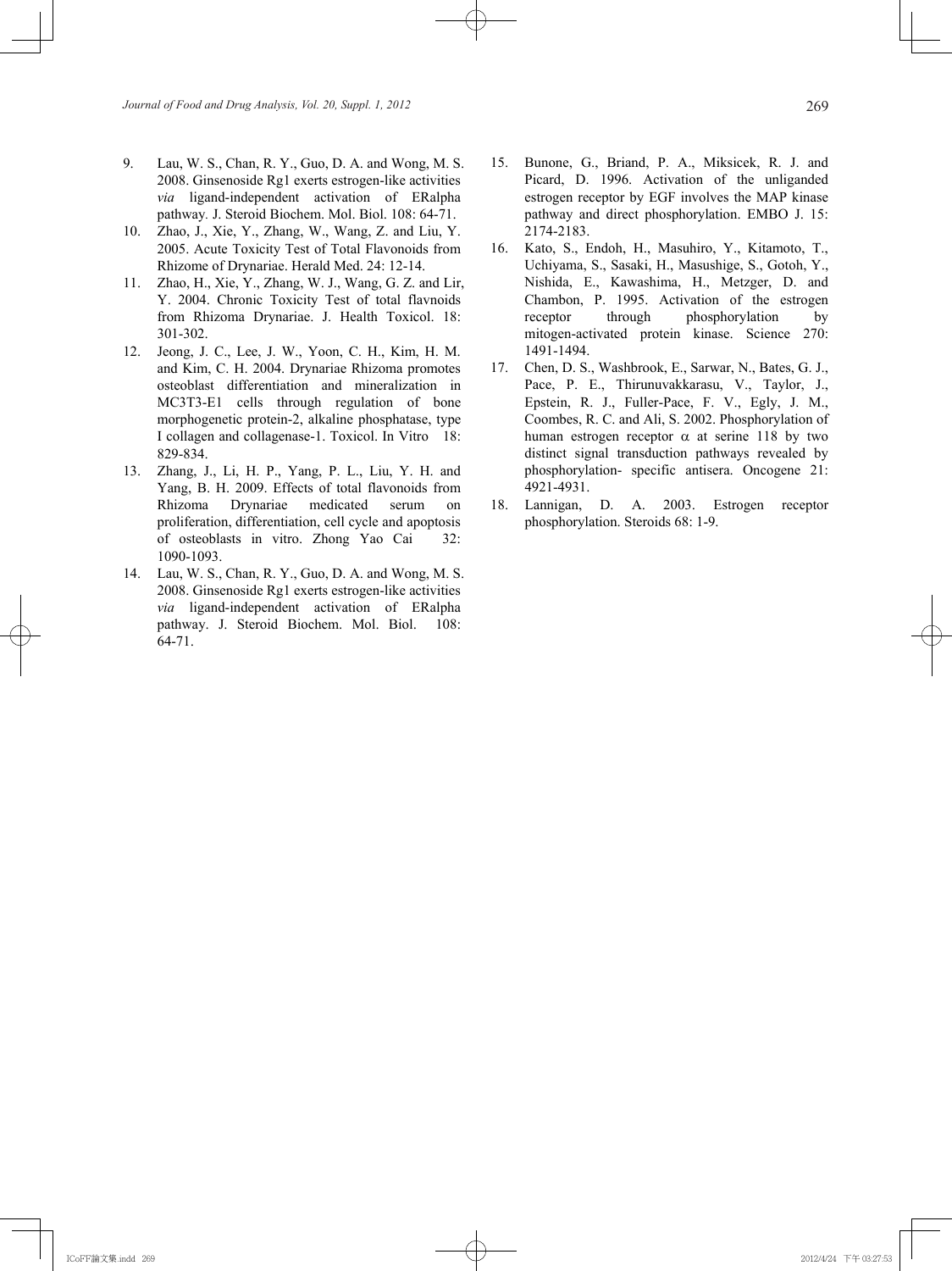9. Lau, W. S., Chan, R. Y., Guo, D. A. and Wong, M. S. 2008. Ginsenoside Rg1 exerts estrogen-like activities *via* ligand-independent activation of ERalpha pathway. J. Steroid Biochem. Mol. Biol. 108: 64-71.
10. Zhao, J., Xie, Y., Zhang, W., Wang, Z. and Liu, Y. 2005. Acute Toxicity Test of Total Flavonoids from Rhizome of Drynariae. Herald Med. 24: 12-14.
11. Zhao, H., Xie, Y., Zhang, W. J., Wang, G. Z. and Lir, Y. 2004. Chronic Toxicity Test of total flavnoids from Rhizoma Drynariae. J. Health Toxicol. 18: 301-302.
12. Jeong, J. C., Lee, J. W., Yoon, C. H., Kim, H. M. and Kim, C. H. 2004. Drynariae Rhizoma promotes osteoblast differentiation and mineralization in MC3T3-E1 cells through regulation of bone morphogenetic protein-2, alkaline phosphatase, type I collagen and collagenase-1. Toxicol. In Vitro 18: 829-834.
13. Zhang, J., Li, H. P., Yang, P. L., Liu, Y. H. and Yang, B. H. 2009. Effects of total flavonoids from Rhizoma Drynariae medicated serum on proliferation, differentiation, cell cycle and apoptosis of osteoblasts in vitro. Zhong Yao Cai 32: 1090-1093.
14. Lau, W. S., Chan, R. Y., Guo, D. A. and Wong, M. S. 2008. Ginsenoside Rg1 exerts estrogen-like activities *via* ligand-independent activation of ERalpha pathway. J. Steroid Biochem. Mol. Biol. 108: 64-71.
15. Bunone, G., Briand, P. A., Miksicek, R. J. and Picard, D. 1996. Activation of the unliganded estrogen receptor by EGF involves the MAP kinase pathway and direct phosphorylation. EMBO J. 15: 2174-2183.
16. Kato, S., Endoh, H., Masuhiro, Y., Kitamoto, T., Uchiyama, S., Sasaki, H., Masushige, S., Gotoh, Y., Nishida, E., Kawashima, H., Metzger, D. and Chambon, P. 1995. Activation of the estrogen receptor through phosphorylation by mitogen-activated protein kinase. Science 270: 1491-1494.
17. Chen, D. S., Washbrook, E., Sarwar, N., Bates, G. J., Pace, P. E., Thirunuvakkarasu, V., Taylor, J., Epstein, R. J., Fuller-Pace, F. V., Egly, J. M., Coombes, R. C. and Ali, S. 2002. Phosphorylation of human estrogen receptor $\alpha$ at serine 118 by two distinct signal transduction pathways revealed by phosphorylation- specific antisera. Oncogene 21: 4921-4931.
18. Lannigan, D. A. 2003. Estrogen receptor phosphorylation. Steroids 68: 1-9.